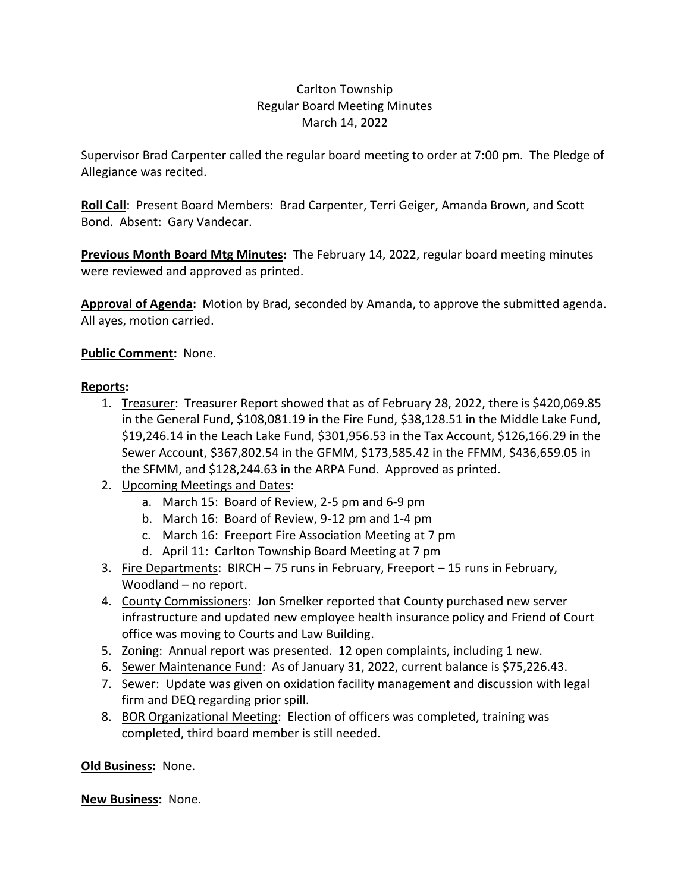Carlton Township
Regular Board Meeting Minutes
March 14, 2022

Supervisor Brad Carpenter called the regular board meeting to order at 7:00 pm. The Pledge of Allegiance was recited.

**Roll Call**: Present Board Members: Brad Carpenter, Terri Geiger, Amanda Brown, and Scott Bond. Absent: Gary Vandecar.

**Previous Month Board Mtg Minutes:** The February 14, 2022, regular board meeting minutes were reviewed and approved as printed.

**Approval of Agenda:** Motion by Brad, seconded by Amanda, to approve the submitted agenda. All ayes, motion carried.

**Public Comment:** None.

**Reports:**

1. Treasurer: Treasurer Report showed that as of February 28, 2022, there is $420,069.85 in the General Fund, $108,081.19 in the Fire Fund, $38,128.51 in the Middle Lake Fund, $19,246.14 in the Leach Lake Fund, $301,956.53 in the Tax Account, $126,166.29 in the Sewer Account, $367,802.54 in the GFMM, $173,585.42 in the FFMM, $436,659.05 in the SFMM, and $128,244.63 in the ARPA Fund. Approved as printed.
2. Upcoming Meetings and Dates:
   a. March 15: Board of Review, 2-5 pm and 6-9 pm
   b. March 16: Board of Review, 9-12 pm and 1-4 pm
   c. March 16: Freeport Fire Association Meeting at 7 pm
   d. April 11: Carlton Township Board Meeting at 7 pm
3. Fire Departments: BIRCH – 75 runs in February, Freeport – 15 runs in February, Woodland – no report.
4. County Commissioners: Jon Smelker reported that County purchased new server infrastructure and updated new employee health insurance policy and Friend of Court office was moving to Courts and Law Building.
5. Zoning: Annual report was presented. 12 open complaints, including 1 new.
6. Sewer Maintenance Fund: As of January 31, 2022, current balance is $75,226.43.
7. Sewer: Update was given on oxidation facility management and discussion with legal firm and DEQ regarding prior spill.
8. BOR Organizational Meeting: Election of officers was completed, training was completed, third board member is still needed.

**Old Business:** None.

**New Business:** None.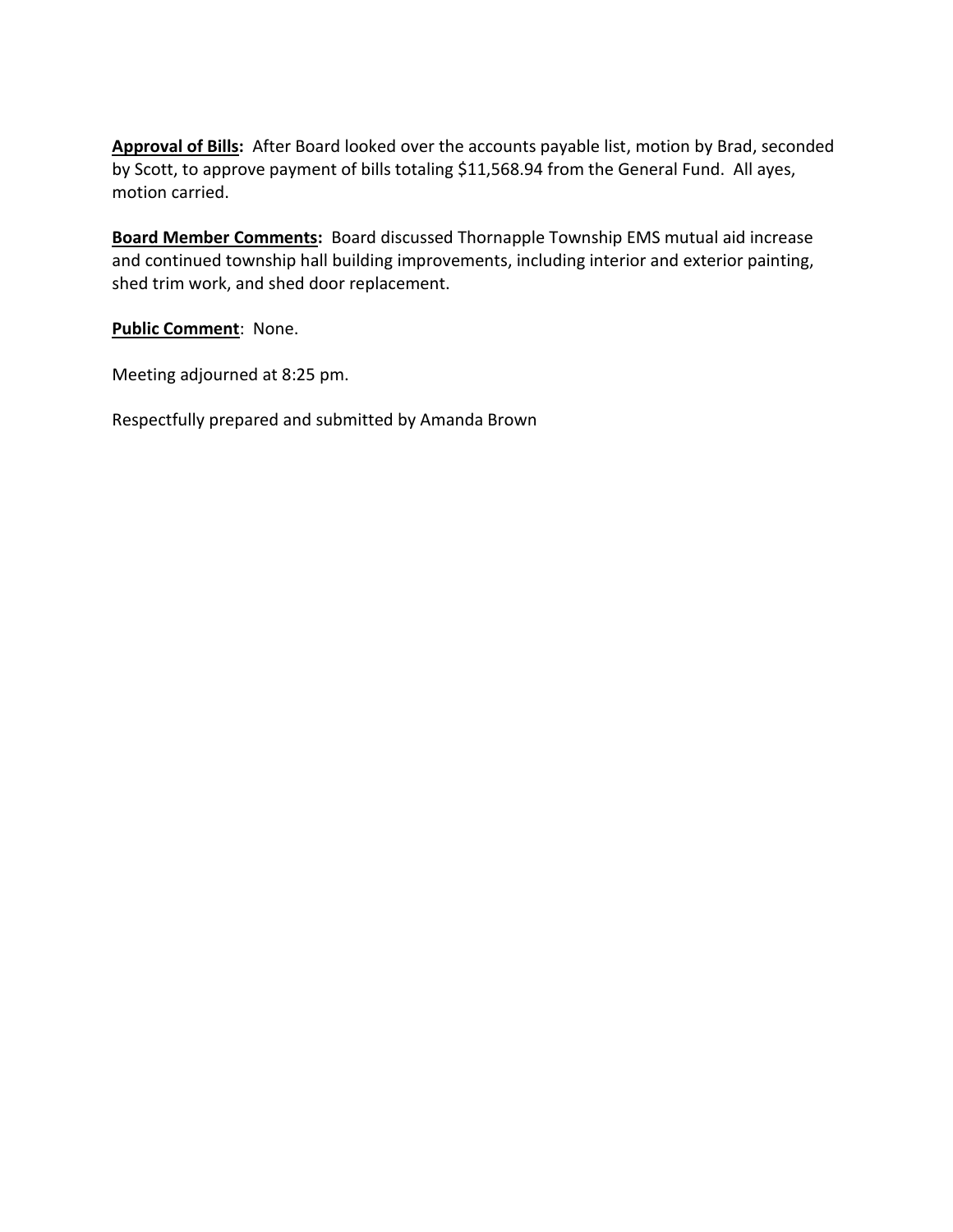**Approval of Bills:** After Board looked over the accounts payable list, motion by Brad, seconded by Scott, to approve payment of bills totaling $11,568.94 from the General Fund. All ayes, motion carried.

**Board Member Comments:** Board discussed Thornapple Township EMS mutual aid increase and continued township hall building improvements, including interior and exterior painting, shed trim work, and shed door replacement.

**Public Comment**: None.

Meeting adjourned at 8:25 pm.

Respectfully prepared and submitted by Amanda Brown